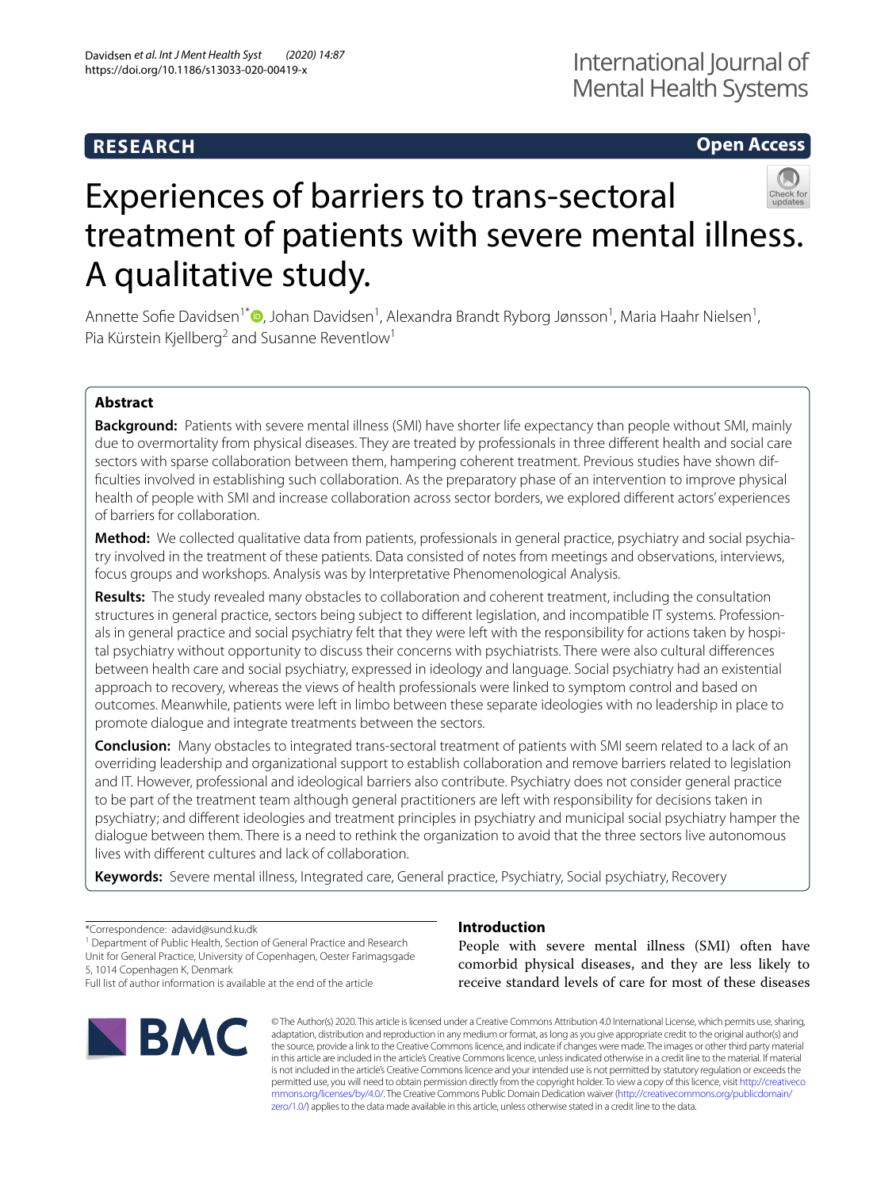RESEARCH

Open Access

# Experiences of barriers to trans-sectoral treatment of patients with severe mental illness. A qualitative study.

Annette Sofie Davidsen[1*], Johan Davidsen[1], Alexandra Brandt Ryborg Jønsson[1], Maria Haahr Nielsen[1], Pia Kürstein Kjellberg[2] and Susanne Reventlow[1]

## Abstract

**Background:** Patients with severe mental illness (SMI) have shorter life expectancy than people without SMI, mainly due to overmortality from physical diseases. They are treated by professionals in three different health and social care sectors with sparse collaboration between them, hampering coherent treatment. Previous studies have shown difficulties involved in establishing such collaboration. As the preparatory phase of an intervention to improve physical health of people with SMI and increase collaboration across sector borders, we explored different actors' experiences of barriers for collaboration.

**Method:** We collected qualitative data from patients, professionals in general practice, psychiatry and social psychiatry involved in the treatment of these patients. Data consisted of notes from meetings and observations, interviews, focus groups and workshops. Analysis was by Interpretative Phenomenological Analysis.

**Results:** The study revealed many obstacles to collaboration and coherent treatment, including the consultation structures in general practice, sectors being subject to different legislation, and incompatible IT systems. Professionals in general practice and social psychiatry felt that they were left with the responsibility for actions taken by hospital psychiatry without opportunity to discuss their concerns with psychiatrists. There were also cultural differences between health care and social psychiatry, expressed in ideology and language. Social psychiatry had an existential approach to recovery, whereas the views of health professionals were linked to symptom control and based on outcomes. Meanwhile, patients were left in limbo between these separate ideologies with no leadership in place to promote dialogue and integrate treatments between the sectors.

**Conclusion:** Many obstacles to integrated trans-sectoral treatment of patients with SMI seem related to a lack of an overriding leadership and organizational support to establish collaboration and remove barriers related to legislation and IT. However, professional and ideological barriers also contribute. Psychiatry does not consider general practice to be part of the treatment team although general practitioners are left with responsibility for decisions taken in psychiatry; and different ideologies and treatment principles in psychiatry and municipal social psychiatry hamper the dialogue between them. There is a need to rethink the organization to avoid that the three sectors live autonomous lives with different cultures and lack of collaboration.

**Keywords:** Severe mental illness, Integrated care, General practice, Psychiatry, Social psychiatry, Recovery

*Correspondence: adavid@sund.ku.dk
[1] Department of Public Health, Section of General Practice and Research Unit for General Practice, University of Copenhagen, Oester Farimagsgade 5, 1014 Copenhagen K, Denmark
Full list of author information is available at the end of the article

## Introduction

People with severe mental illness (SMI) often have comorbid physical diseases, and they are less likely to receive standard levels of care for most of these diseases

© The Author(s) 2020. This article is licensed under a Creative Commons Attribution 4.0 International License, which permits use, sharing, adaptation, distribution and reproduction in any medium or format, as long as you give appropriate credit to the original author(s) and the source, provide a link to the Creative Commons licence, and indicate if changes were made. The images or other third party material in this article are included in the article's Creative Commons licence, unless indicated otherwise in a credit line to the material. If material is not included in the article's Creative Commons licence and your intended use is not permitted by statutory regulation or exceeds the permitted use, you will need to obtain permission directly from the copyright holder. To view a copy of this licence, visit http://creativecommons.org/licenses/by/4.0/. The Creative Commons Public Domain Dedication waiver (http://creativecommons.org/publicdomain/zero/1.0/) applies to the data made available in this article, unless otherwise stated in a credit line to the data.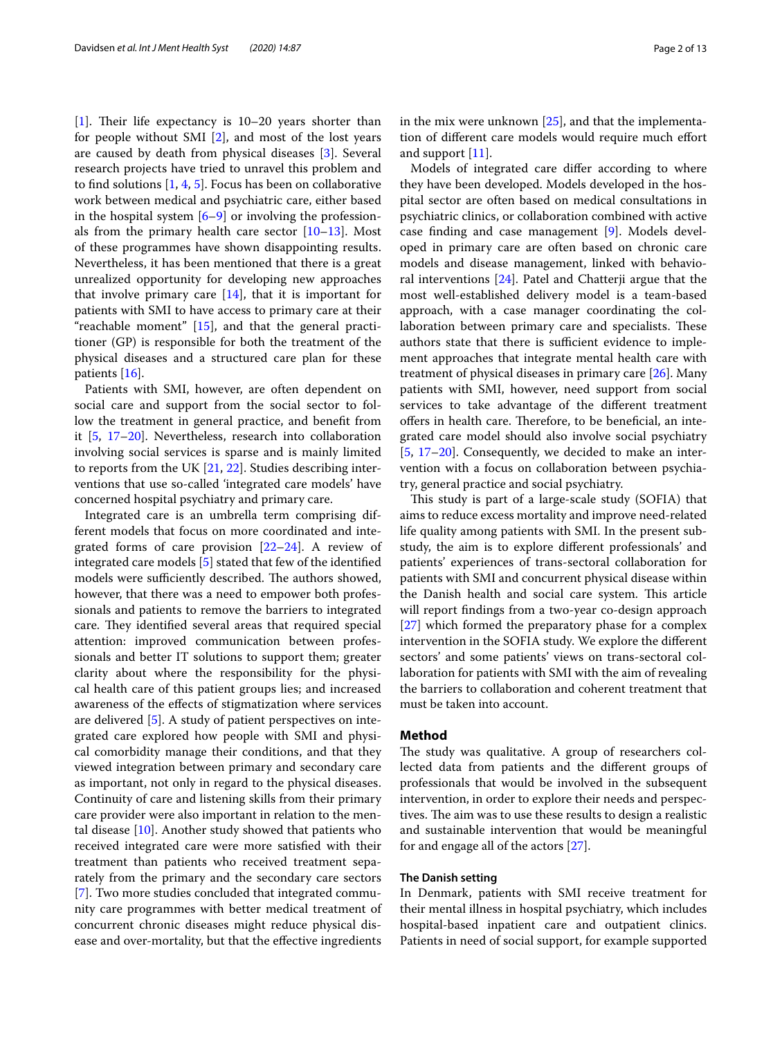[1]. Their life expectancy is 10–20 years shorter than for people without SMI [2], and most of the lost years are caused by death from physical diseases [3]. Several research projects have tried to unravel this problem and to find solutions [1, 4, 5]. Focus has been on collaborative work between medical and psychiatric care, either based in the hospital system [6–9] or involving the professionals from the primary health care sector [10–13]. Most of these programmes have shown disappointing results. Nevertheless, it has been mentioned that there is a great unrealized opportunity for developing new approaches that involve primary care [14], that it is important for patients with SMI to have access to primary care at their "reachable moment" [15], and that the general practitioner (GP) is responsible for both the treatment of the physical diseases and a structured care plan for these patients [16].

Patients with SMI, however, are often dependent on social care and support from the social sector to follow the treatment in general practice, and benefit from it [5, 17–20]. Nevertheless, research into collaboration involving social services is sparse and is mainly limited to reports from the UK [21, 22]. Studies describing interventions that use so-called 'integrated care models' have concerned hospital psychiatry and primary care.

Integrated care is an umbrella term comprising different models that focus on more coordinated and integrated forms of care provision [22–24]. A review of integrated care models [5] stated that few of the identified models were sufficiently described. The authors showed, however, that there was a need to empower both professionals and patients to remove the barriers to integrated care. They identified several areas that required special attention: improved communication between professionals and better IT solutions to support them; greater clarity about where the responsibility for the physical health care of this patient groups lies; and increased awareness of the effects of stigmatization where services are delivered [5]. A study of patient perspectives on integrated care explored how people with SMI and physical comorbidity manage their conditions, and that they viewed integration between primary and secondary care as important, not only in regard to the physical diseases. Continuity of care and listening skills from their primary care provider were also important in relation to the mental disease [10]. Another study showed that patients who received integrated care were more satisfied with their treatment than patients who received treatment separately from the primary and the secondary care sectors [7]. Two more studies concluded that integrated community care programmes with better medical treatment of concurrent chronic diseases might reduce physical disease and over-mortality, but that the effective ingredients in the mix were unknown [25], and that the implementation of different care models would require much effort and support [11].

Models of integrated care differ according to where they have been developed. Models developed in the hospital sector are often based on medical consultations in psychiatric clinics, or collaboration combined with active case finding and case management [9]. Models developed in primary care are often based on chronic care models and disease management, linked with behavioral interventions [24]. Patel and Chatterji argue that the most well-established delivery model is a team-based approach, with a case manager coordinating the collaboration between primary care and specialists. These authors state that there is sufficient evidence to implement approaches that integrate mental health care with treatment of physical diseases in primary care [26]. Many patients with SMI, however, need support from social services to take advantage of the different treatment offers in health care. Therefore, to be beneficial, an integrated care model should also involve social psychiatry [5, 17–20]. Consequently, we decided to make an intervention with a focus on collaboration between psychiatry, general practice and social psychiatry.

This study is part of a large-scale study (SOFIA) that aims to reduce excess mortality and improve need-related life quality among patients with SMI. In the present substudy, the aim is to explore different professionals' and patients' experiences of trans-sectoral collaboration for patients with SMI and concurrent physical disease within the Danish health and social care system. This article will report findings from a two-year co-design approach [27] which formed the preparatory phase for a complex intervention in the SOFIA study. We explore the different sectors' and some patients' views on trans-sectoral collaboration for patients with SMI with the aim of revealing the barriers to collaboration and coherent treatment that must be taken into account.

## Method

The study was qualitative. A group of researchers collected data from patients and the different groups of professionals that would be involved in the subsequent intervention, in order to explore their needs and perspectives. The aim was to use these results to design a realistic and sustainable intervention that would be meaningful for and engage all of the actors [27].

### The Danish setting

In Denmark, patients with SMI receive treatment for their mental illness in hospital psychiatry, which includes hospital-based inpatient care and outpatient clinics. Patients in need of social support, for example supported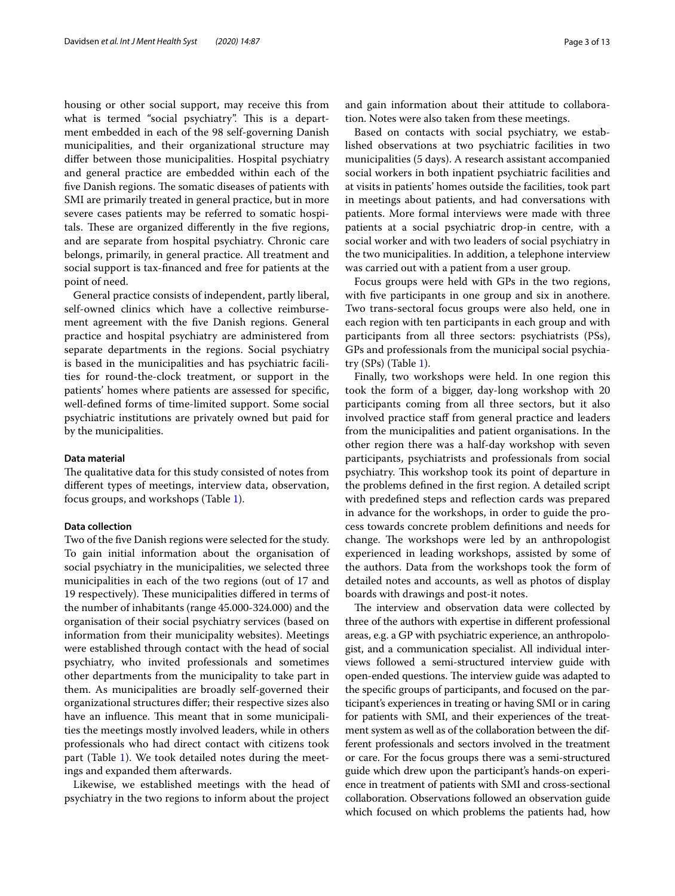housing or other social support, may receive this from what is termed "social psychiatry". This is a department embedded in each of the 98 self-governing Danish municipalities, and their organizational structure may differ between those municipalities. Hospital psychiatry and general practice are embedded within each of the five Danish regions. The somatic diseases of patients with SMI are primarily treated in general practice, but in more severe cases patients may be referred to somatic hospitals. These are organized differently in the five regions, and are separate from hospital psychiatry. Chronic care belongs, primarily, in general practice. All treatment and social support is tax-financed and free for patients at the point of need.

General practice consists of independent, partly liberal, self-owned clinics which have a collective reimbursement agreement with the five Danish regions. General practice and hospital psychiatry are administered from separate departments in the regions. Social psychiatry is based in the municipalities and has psychiatric facilities for round-the-clock treatment, or support in the patients' homes where patients are assessed for specific, well-defined forms of time-limited support. Some social psychiatric institutions are privately owned but paid for by the municipalities.

### Data material

The qualitative data for this study consisted of notes from different types of meetings, interview data, observation, focus groups, and workshops (Table 1).

### Data collection

Two of the five Danish regions were selected for the study. To gain initial information about the organisation of social psychiatry in the municipalities, we selected three municipalities in each of the two regions (out of 17 and 19 respectively). These municipalities differed in terms of the number of inhabitants (range 45.000-324.000) and the organisation of their social psychiatry services (based on information from their municipality websites). Meetings were established through contact with the head of social psychiatry, who invited professionals and sometimes other departments from the municipality to take part in them. As municipalities are broadly self-governed their organizational structures differ; their respective sizes also have an influence. This meant that in some municipalities the meetings mostly involved leaders, while in others professionals who had direct contact with citizens took part (Table 1). We took detailed notes during the meetings and expanded them afterwards.

Likewise, we established meetings with the head of psychiatry in the two regions to inform about the project and gain information about their attitude to collaboration. Notes were also taken from these meetings.

Based on contacts with social psychiatry, we established observations at two psychiatric facilities in two municipalities (5 days). A research assistant accompanied social workers in both inpatient psychiatric facilities and at visits in patients' homes outside the facilities, took part in meetings about patients, and had conversations with patients. More formal interviews were made with three patients at a social psychiatric drop-in centre, with a social worker and with two leaders of social psychiatry in the two municipalities. In addition, a telephone interview was carried out with a patient from a user group.

Focus groups were held with GPs in the two regions, with five participants in one group and six in anothere. Two trans-sectoral focus groups were also held, one in each region with ten participants in each group and with participants from all three sectors: psychiatrists (PSs), GPs and professionals from the municipal social psychiatry (SPs) (Table 1).

Finally, two workshops were held. In one region this took the form of a bigger, day-long workshop with 20 participants coming from all three sectors, but it also involved practice staff from general practice and leaders from the municipalities and patient organisations. In the other region there was a half-day workshop with seven participants, psychiatrists and professionals from social psychiatry. This workshop took its point of departure in the problems defined in the first region. A detailed script with predefined steps and reflection cards was prepared in advance for the workshops, in order to guide the process towards concrete problem definitions and needs for change. The workshops were led by an anthropologist experienced in leading workshops, assisted by some of the authors. Data from the workshops took the form of detailed notes and accounts, as well as photos of display boards with drawings and post-it notes.

The interview and observation data were collected by three of the authors with expertise in different professional areas, e.g. a GP with psychiatric experience, an anthropologist, and a communication specialist. All individual interviews followed a semi-structured interview guide with open-ended questions. The interview guide was adapted to the specific groups of participants, and focused on the participant's experiences in treating or having SMI or in caring for patients with SMI, and their experiences of the treatment system as well as of the collaboration between the different professionals and sectors involved in the treatment or care. For the focus groups there was a semi-structured guide which drew upon the participant's hands-on experience in treatment of patients with SMI and cross-sectional collaboration. Observations followed an observation guide which focused on which problems the patients had, how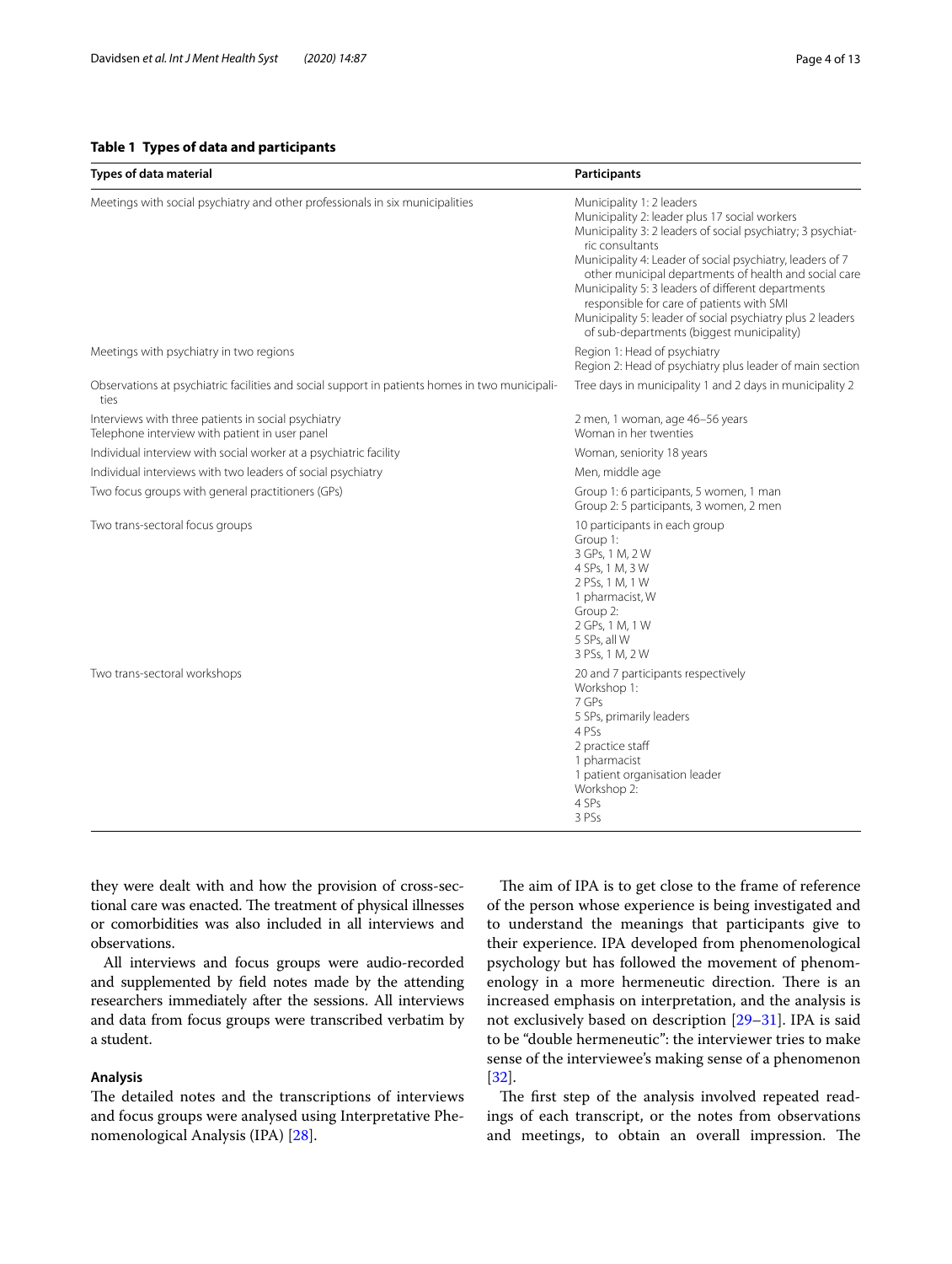**Table 1 Types of data and participants**

| Types of data material | Participants |
|---|---|
| Meetings with social psychiatry and other professionals in six municipalities | Municipality 1: 2 leaders<br>Municipality 2: leader plus 17 social workers<br>Municipality 3: 2 leaders of social psychiatry; 3 psychiatric consultants<br>Municipality 4: Leader of social psychiatry, leaders of 7 other municipal departments of health and social care<br>Municipality 5: 3 leaders of different departments responsible for care of patients with SMI<br>Municipality 5: leader of social psychiatry plus 2 leaders of sub-departments (biggest municipality) |
| Meetings with psychiatry in two regions | Region 1: Head of psychiatry<br>Region 2: Head of psychiatry plus leader of main section |
| Observations at psychiatric facilities and social support in patients homes in two municipalities | Tree days in municipality 1 and 2 days in municipality 2 |
| Interviews with three patients in social psychiatry<br>Telephone interview with patient in user panel | 2 men, 1 woman, age 46–56 years<br>Woman in her twenties |
| Individual interview with social worker at a psychiatric facility | Woman, seniority 18 years |
| Individual interviews with two leaders of social psychiatry | Men, middle age |
| Two focus groups with general practitioners (GPs) | Group 1: 6 participants, 5 women, 1 man<br>Group 2: 5 participants, 3 women, 2 men |
| Two trans-sectoral focus groups | 10 participants in each group<br>Group 1:<br>3 GPs, 1 M, 2 W<br>4 SPs, 1 M, 3 W<br>2 PSs, 1 M, 1 W<br>1 pharmacist, W<br>Group 2:<br>2 GPs, 1 M, 1 W<br>5 SPs, all W<br>3 PSs, 1 M, 2 W |
| Two trans-sectoral workshops | 20 and 7 participants respectively<br>Workshop 1:<br>7 GPs<br>5 SPs, primarily leaders<br>4 PSs<br>2 practice staff<br>1 pharmacist<br>1 patient organisation leader<br>Workshop 2:<br>4 SPs<br>3 PSs |

they were dealt with and how the provision of cross-sectional care was enacted. The treatment of physical illnesses or comorbidities was also included in all interviews and observations.

All interviews and focus groups were audio-recorded and supplemented by field notes made by the attending researchers immediately after the sessions. All interviews and data from focus groups were transcribed verbatim by a student.

#### Analysis

The detailed notes and the transcriptions of interviews and focus groups were analysed using Interpretative Phenomenological Analysis (IPA) [28].

The aim of IPA is to get close to the frame of reference of the person whose experience is being investigated and to understand the meanings that participants give to their experience. IPA developed from phenomenological psychology but has followed the movement of phenomenology in a more hermeneutic direction. There is an increased emphasis on interpretation, and the analysis is not exclusively based on description [29–31]. IPA is said to be "double hermeneutic": the interviewer tries to make sense of the interviewee's making sense of a phenomenon [32].

The first step of the analysis involved repeated readings of each transcript, or the notes from observations and meetings, to obtain an overall impression. The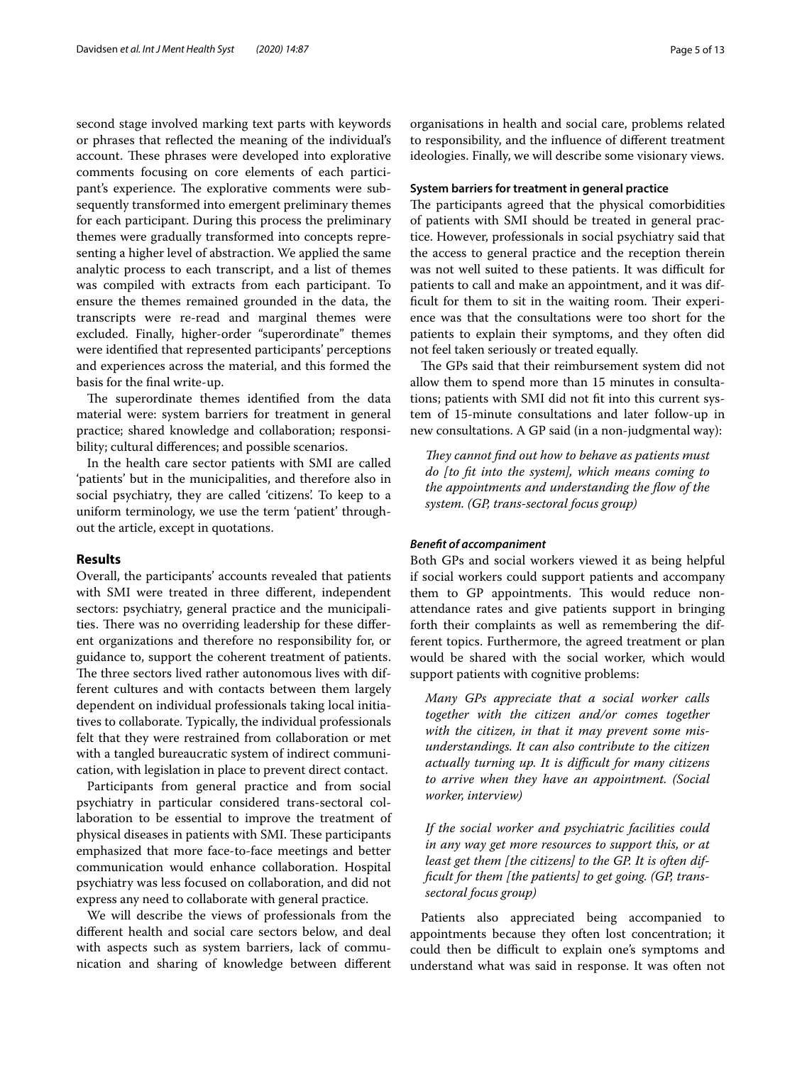second stage involved marking text parts with keywords or phrases that reflected the meaning of the individual's account. These phrases were developed into explorative comments focusing on core elements of each participant's experience. The explorative comments were subsequently transformed into emergent preliminary themes for each participant. During this process the preliminary themes were gradually transformed into concepts representing a higher level of abstraction. We applied the same analytic process to each transcript, and a list of themes was compiled with extracts from each participant. To ensure the themes remained grounded in the data, the transcripts were re-read and marginal themes were excluded. Finally, higher-order "superordinate" themes were identified that represented participants' perceptions and experiences across the material, and this formed the basis for the final write-up.

The superordinate themes identified from the data material were: system barriers for treatment in general practice; shared knowledge and collaboration; responsibility; cultural differences; and possible scenarios.

In the health care sector patients with SMI are called 'patients' but in the municipalities, and therefore also in social psychiatry, they are called 'citizens'. To keep to a uniform terminology, we use the term 'patient' throughout the article, except in quotations.

## Results

Overall, the participants' accounts revealed that patients with SMI were treated in three different, independent sectors: psychiatry, general practice and the municipalities. There was no overriding leadership for these different organizations and therefore no responsibility for, or guidance to, support the coherent treatment of patients. The three sectors lived rather autonomous lives with different cultures and with contacts between them largely dependent on individual professionals taking local initiatives to collaborate. Typically, the individual professionals felt that they were restrained from collaboration or met with a tangled bureaucratic system of indirect communication, with legislation in place to prevent direct contact.

Participants from general practice and from social psychiatry in particular considered trans-sectoral collaboration to be essential to improve the treatment of physical diseases in patients with SMI. These participants emphasized that more face-to-face meetings and better communication would enhance collaboration. Hospital psychiatry was less focused on collaboration, and did not express any need to collaborate with general practice.

We will describe the views of professionals from the different health and social care sectors below, and deal with aspects such as system barriers, lack of communication and sharing of knowledge between different organisations in health and social care, problems related to responsibility, and the influence of different treatment ideologies. Finally, we will describe some visionary views.

### System barriers for treatment in general practice

The participants agreed that the physical comorbidities of patients with SMI should be treated in general practice. However, professionals in social psychiatry said that the access to general practice and the reception therein was not well suited to these patients. It was difficult for patients to call and make an appointment, and it was difficult for them to sit in the waiting room. Their experience was that the consultations were too short for the patients to explain their symptoms, and they often did not feel taken seriously or treated equally.

The GPs said that their reimbursement system did not allow them to spend more than 15 minutes in consultations; patients with SMI did not fit into this current system of 15-minute consultations and later follow-up in new consultations. A GP said (in a non-judgmental way):

> *They cannot find out how to behave as patients must do [to fit into the system], which means coming to the appointments and understanding the flow of the system. (GP, trans-sectoral focus group)*

#### *Benefit of accompaniment*

Both GPs and social workers viewed it as being helpful if social workers could support patients and accompany them to GP appointments. This would reduce non-attendance rates and give patients support in bringing forth their complaints as well as remembering the different topics. Furthermore, the agreed treatment or plan would be shared with the social worker, which would support patients with cognitive problems:

> *Many GPs appreciate that a social worker calls together with the citizen and/or comes together with the citizen, in that it may prevent some misunderstandings. It can also contribute to the citizen actually turning up. It is difficult for many citizens to arrive when they have an appointment. (Social worker, interview)*

> *If the social worker and psychiatric facilities could in any way get more resources to support this, or at least get them [the citizens] to the GP. It is often difficult for them [the patients] to get going. (GP, trans-sectoral focus group)*

Patients also appreciated being accompanied to appointments because they often lost concentration; it could then be difficult to explain one's symptoms and understand what was said in response. It was often not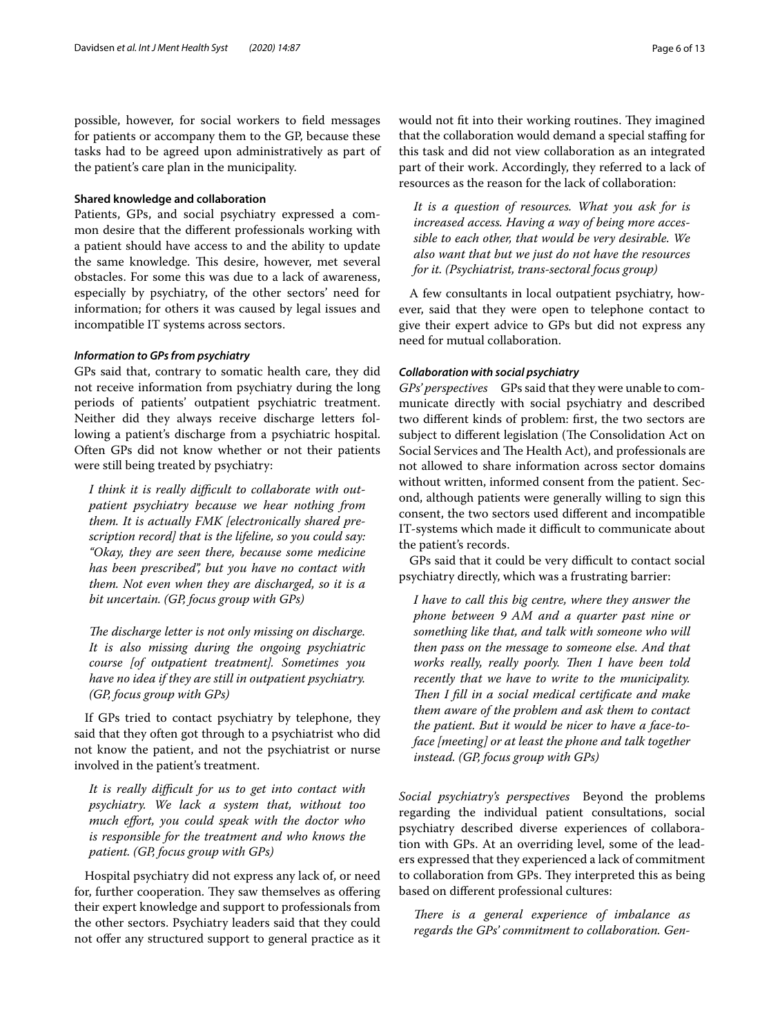possible, however, for social workers to field messages for patients or accompany them to the GP, because these tasks had to be agreed upon administratively as part of the patient's care plan in the municipality.

### Shared knowledge and collaboration

Patients, GPs, and social psychiatry expressed a common desire that the different professionals working with a patient should have access to and the ability to update the same knowledge. This desire, however, met several obstacles. For some this was due to a lack of awareness, especially by psychiatry, of the other sectors' need for information; for others it was caused by legal issues and incompatible IT systems across sectors.

#### *Information to GPs from psychiatry*

GPs said that, contrary to somatic health care, they did not receive information from psychiatry during the long periods of patients' outpatient psychiatric treatment. Neither did they always receive discharge letters following a patient's discharge from a psychiatric hospital. Often GPs did not know whether or not their patients were still being treated by psychiatry:

> *I think it is really difficult to collaborate with outpatient psychiatry because we hear nothing from them. It is actually FMK [electronically shared prescription record] that is the lifeline, so you could say: "Okay, they are seen there, because some medicine has been prescribed", but you have no contact with them. Not even when they are discharged, so it is a bit uncertain. (GP, focus group with GPs)*

> *The discharge letter is not only missing on discharge. It is also missing during the ongoing psychiatric course [of outpatient treatment]. Sometimes you have no idea if they are still in outpatient psychiatry. (GP, focus group with GPs)*

If GPs tried to contact psychiatry by telephone, they said that they often got through to a psychiatrist who did not know the patient, and not the psychiatrist or nurse involved in the patient's treatment.

> *It is really difficult for us to get into contact with psychiatry. We lack a system that, without too much effort, you could speak with the doctor who is responsible for the treatment and who knows the patient. (GP, focus group with GPs)*

Hospital psychiatry did not express any lack of, or need for, further cooperation. They saw themselves as offering their expert knowledge and support to professionals from the other sectors. Psychiatry leaders said that they could not offer any structured support to general practice as it would not fit into their working routines. They imagined that the collaboration would demand a special staffing for this task and did not view collaboration as an integrated part of their work. Accordingly, they referred to a lack of resources as the reason for the lack of collaboration:

> *It is a question of resources. What you ask for is increased access. Having a way of being more accessible to each other, that would be very desirable. We also want that but we just do not have the resources for it. (Psychiatrist, trans-sectoral focus group)*

A few consultants in local outpatient psychiatry, however, said that they were open to telephone contact to give their expert advice to GPs but did not express any need for mutual collaboration.

#### *Collaboration with social psychiatry*

*GPs' perspectives* GPs said that they were unable to communicate directly with social psychiatry and described two different kinds of problem: first, the two sectors are subject to different legislation (The Consolidation Act on Social Services and The Health Act), and professionals are not allowed to share information across sector domains without written, informed consent from the patient. Second, although patients were generally willing to sign this consent, the two sectors used different and incompatible IT-systems which made it difficult to communicate about the patient's records.

GPs said that it could be very difficult to contact social psychiatry directly, which was a frustrating barrier:

> *I have to call this big centre, where they answer the phone between 9 AM and a quarter past nine or something like that, and talk with someone who will then pass on the message to someone else. And that works really, really poorly. Then I have been told recently that we have to write to the municipality. Then I fill in a social medical certificate and make them aware of the problem and ask them to contact the patient. But it would be nicer to have a face-to-face [meeting] or at least the phone and talk together instead. (GP, focus group with GPs)*

*Social psychiatry's perspectives* Beyond the problems regarding the individual patient consultations, social psychiatry described diverse experiences of collaboration with GPs. At an overriding level, some of the leaders expressed that they experienced a lack of commitment to collaboration from GPs. They interpreted this as being based on different professional cultures:

> *There is a general experience of imbalance as regards the GPs' commitment to collaboration. Gen-*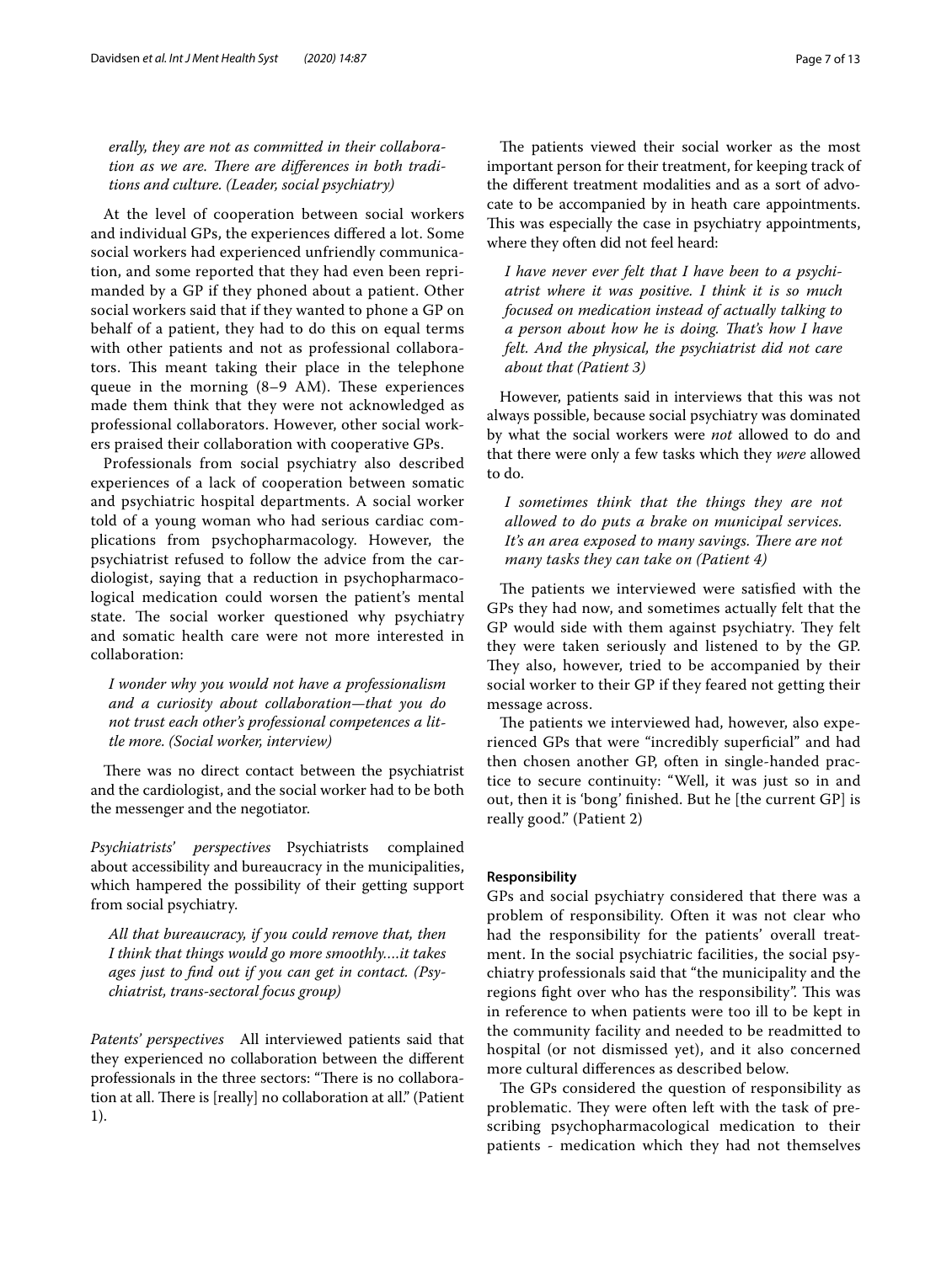*erally, they are not as committed in their collaboration as we are. There are differences in both traditions and culture. (Leader, social psychiatry)*

At the level of cooperation between social workers and individual GPs, the experiences differed a lot. Some social workers had experienced unfriendly communication, and some reported that they had even been reprimanded by a GP if they phoned about a patient. Other social workers said that if they wanted to phone a GP on behalf of a patient, they had to do this on equal terms with other patients and not as professional collaborators. This meant taking their place in the telephone queue in the morning (8–9 AM). These experiences made them think that they were not acknowledged as professional collaborators. However, other social workers praised their collaboration with cooperative GPs.

Professionals from social psychiatry also described experiences of a lack of cooperation between somatic and psychiatric hospital departments. A social worker told of a young woman who had serious cardiac complications from psychopharmacology. However, the psychiatrist refused to follow the advice from the cardiologist, saying that a reduction in psychopharmacological medication could worsen the patient's mental state. The social worker questioned why psychiatry and somatic health care were not more interested in collaboration:

> *I wonder why you would not have a professionalism and a curiosity about collaboration—that you do not trust each other's professional competences a little more. (Social worker, interview)*

There was no direct contact between the psychiatrist and the cardiologist, and the social worker had to be both the messenger and the negotiator.

*Psychiatrists' perspectives* Psychiatrists complained about accessibility and bureaucracy in the municipalities, which hampered the possibility of their getting support from social psychiatry.

> *All that bureaucracy, if you could remove that, then I think that things would go more smoothly….it takes ages just to find out if you can get in contact. (Psychiatrist, trans-sectoral focus group)*

*Patents' perspectives* All interviewed patients said that they experienced no collaboration between the different professionals in the three sectors: "There is no collaboration at all. There is [really] no collaboration at all." (Patient 1).

The patients viewed their social worker as the most important person for their treatment, for keeping track of the different treatment modalities and as a sort of advocate to be accompanied by in heath care appointments. This was especially the case in psychiatry appointments, where they often did not feel heard:

> *I have never ever felt that I have been to a psychiatrist where it was positive. I think it is so much focused on medication instead of actually talking to a person about how he is doing. That's how I have felt. And the physical, the psychiatrist did not care about that (Patient 3)*

However, patients said in interviews that this was not always possible, because social psychiatry was dominated by what the social workers were *not* allowed to do and that there were only a few tasks which they *were* allowed to do.

> *I sometimes think that the things they are not allowed to do puts a brake on municipal services. It's an area exposed to many savings. There are not many tasks they can take on (Patient 4)*

The patients we interviewed were satisfied with the GPs they had now, and sometimes actually felt that the GP would side with them against psychiatry. They felt they were taken seriously and listened to by the GP. They also, however, tried to be accompanied by their social worker to their GP if they feared not getting their message across.

The patients we interviewed had, however, also experienced GPs that were "incredibly superficial" and had then chosen another GP, often in single-handed practice to secure continuity: "Well, it was just so in and out, then it is 'bong' finished. But he [the current GP] is really good." (Patient 2)

#### Responsibility

GPs and social psychiatry considered that there was a problem of responsibility. Often it was not clear who had the responsibility for the patients' overall treatment. In the social psychiatric facilities, the social psychiatry professionals said that "the municipality and the regions fight over who has the responsibility". This was in reference to when patients were too ill to be kept in the community facility and needed to be readmitted to hospital (or not dismissed yet), and it also concerned more cultural differences as described below.

The GPs considered the question of responsibility as problematic. They were often left with the task of prescribing psychopharmacological medication to their patients - medication which they had not themselves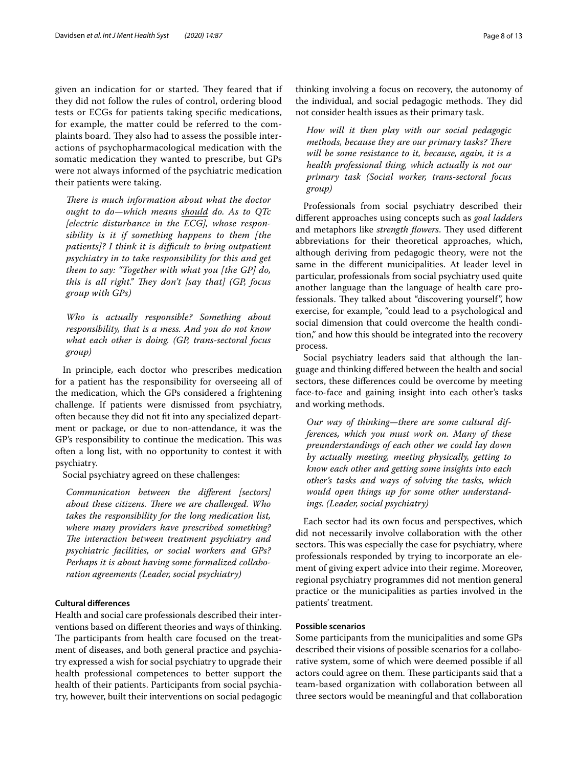given an indication for or started. They feared that if they did not follow the rules of control, ordering blood tests or ECGs for patients taking specific medications, for example, the matter could be referred to the complaints board. They also had to assess the possible interactions of psychopharmacological medication with the somatic medication they wanted to prescribe, but GPs were not always informed of the psychiatric medication their patients were taking.

> *There is much information about what the doctor ought to do—which means should do. As to QTc [electric disturbance in the ECG], whose responsibility is it if something happens to them [the patients]? I think it is difficult to bring outpatient psychiatry in to take responsibility for this and get them to say: "Together with what you [the GP] do, this is all right." They don't [say that] (GP, focus group with GPs)*

> *Who is actually responsible? Something about responsibility, that is a mess. And you do not know what each other is doing. (GP, trans-sectoral focus group)*

In principle, each doctor who prescribes medication for a patient has the responsibility for overseeing all of the medication, which the GPs considered a frightening challenge. If patients were dismissed from psychiatry, often because they did not fit into any specialized department or package, or due to non-attendance, it was the GP's responsibility to continue the medication. This was often a long list, with no opportunity to contest it with psychiatry.

Social psychiatry agreed on these challenges:

> *Communication between the different [sectors] about these citizens. There we are challenged. Who takes the responsibility for the long medication list, where many providers have prescribed something? The interaction between treatment psychiatry and psychiatric facilities, or social workers and GPs? Perhaps it is about having some formalized collaboration agreements (Leader, social psychiatry)*

#### Cultural differences

Health and social care professionals described their interventions based on different theories and ways of thinking. The participants from health care focused on the treatment of diseases, and both general practice and psychiatry expressed a wish for social psychiatry to upgrade their health professional competences to better support the health of their patients. Participants from social psychiatry, however, built their interventions on social pedagogic thinking involving a focus on recovery, the autonomy of the individual, and social pedagogic methods. They did not consider health issues as their primary task.

> *How will it then play with our social pedagogic methods, because they are our primary tasks? There will be some resistance to it, because, again, it is a health professional thing, which actually is not our primary task (Social worker, trans-sectoral focus group)*

Professionals from social psychiatry described their different approaches using concepts such as *goal ladders* and metaphors like *strength flowers*. They used different abbreviations for their theoretical approaches, which, although deriving from pedagogic theory, were not the same in the different municipalities. At leader level in particular, professionals from social psychiatry used quite another language than the language of health care professionals. They talked about "discovering yourself", how exercise, for example, "could lead to a psychological and social dimension that could overcome the health condition," and how this should be integrated into the recovery process.

Social psychiatry leaders said that although the language and thinking differed between the health and social sectors, these differences could be overcome by meeting face-to-face and gaining insight into each other's tasks and working methods.

> *Our way of thinking—there are some cultural differences, which you must work on. Many of these preunderstandings of each other we could lay down by actually meeting, meeting physically, getting to know each other and getting some insights into each other's tasks and ways of solving the tasks, which would open things up for some other understandings. (Leader, social psychiatry)*

Each sector had its own focus and perspectives, which did not necessarily involve collaboration with the other sectors. This was especially the case for psychiatry, where professionals responded by trying to incorporate an element of giving expert advice into their regime. Moreover, regional psychiatry programmes did not mention general practice or the municipalities as parties involved in the patients' treatment.

#### Possible scenarios

Some participants from the municipalities and some GPs described their visions of possible scenarios for a collaborative system, some of which were deemed possible if all actors could agree on them. These participants said that a team-based organization with collaboration between all three sectors would be meaningful and that collaboration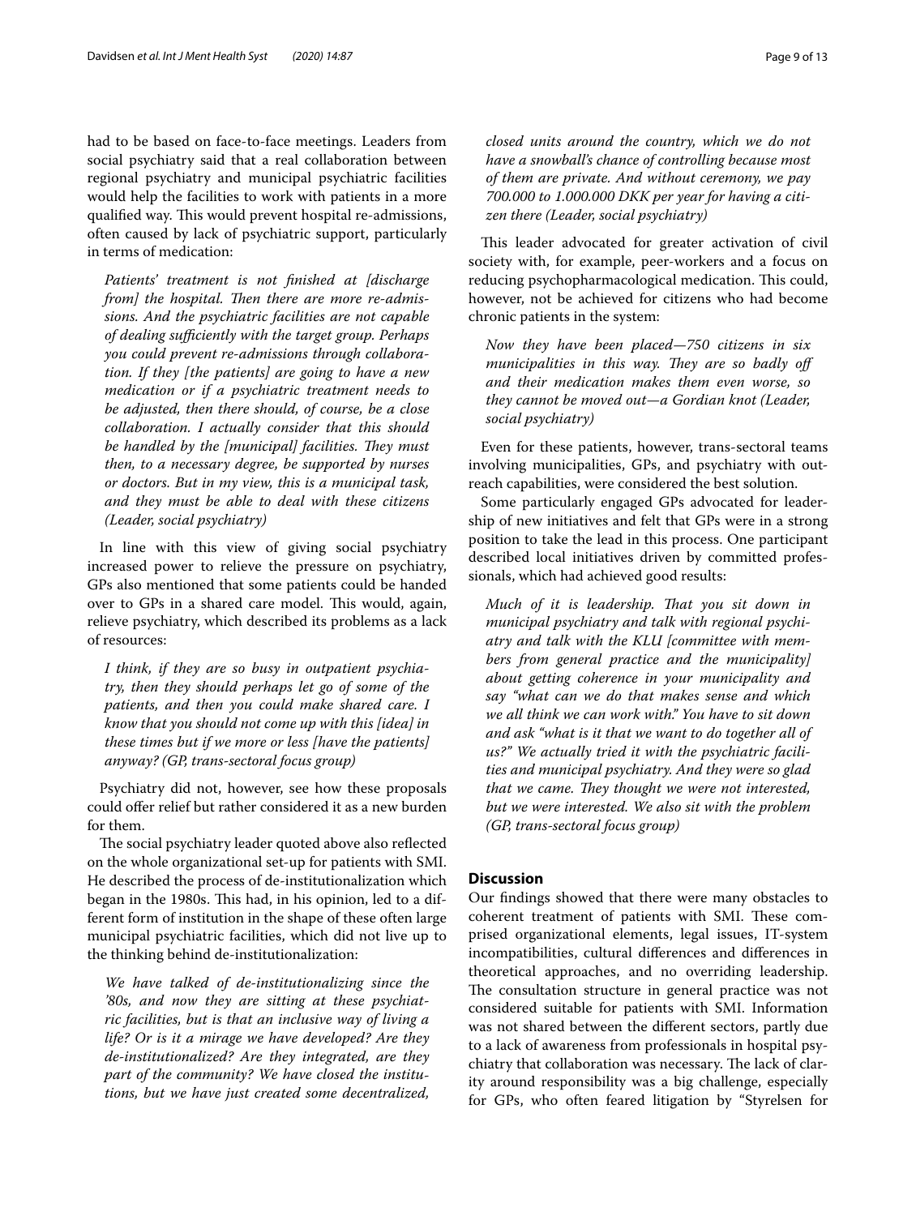had to be based on face-to-face meetings. Leaders from social psychiatry said that a real collaboration between regional psychiatry and municipal psychiatric facilities would help the facilities to work with patients in a more qualified way. This would prevent hospital re-admissions, often caused by lack of psychiatric support, particularly in terms of medication:

> *Patients' treatment is not finished at [discharge from] the hospital. Then there are more re-admissions. And the psychiatric facilities are not capable of dealing sufficiently with the target group. Perhaps you could prevent re-admissions through collaboration. If they [the patients] are going to have a new medication or if a psychiatric treatment needs to be adjusted, then there should, of course, be a close collaboration. I actually consider that this should be handled by the [municipal] facilities. They must then, to a necessary degree, be supported by nurses or doctors. But in my view, this is a municipal task, and they must be able to deal with these citizens (Leader, social psychiatry)*

In line with this view of giving social psychiatry increased power to relieve the pressure on psychiatry, GPs also mentioned that some patients could be handed over to GPs in a shared care model. This would, again, relieve psychiatry, which described its problems as a lack of resources:

> *I think, if they are so busy in outpatient psychiatry, then they should perhaps let go of some of the patients, and then you could make shared care. I know that you should not come up with this [idea] in these times but if we more or less [have the patients] anyway? (GP, trans-sectoral focus group)*

Psychiatry did not, however, see how these proposals could offer relief but rather considered it as a new burden for them.

The social psychiatry leader quoted above also reflected on the whole organizational set-up for patients with SMI. He described the process of de-institutionalization which began in the 1980s. This had, in his opinion, led to a different form of institution in the shape of these often large municipal psychiatric facilities, which did not live up to the thinking behind de-institutionalization:

> *We have talked of de-institutionalizing since the '80s, and now they are sitting at these psychiatric facilities, but is that an inclusive way of living a life? Or is it a mirage we have developed? Are they de-institutionalized? Are they integrated, are they part of the community? We have closed the institutions, but we have just created some decentralized, closed units around the country, which we do not have a snowball's chance of controlling because most of them are private. And without ceremony, we pay 700.000 to 1.000.000 DKK per year for having a citizen there (Leader, social psychiatry)*

This leader advocated for greater activation of civil society with, for example, peer-workers and a focus on reducing psychopharmacological medication. This could, however, not be achieved for citizens who had become chronic patients in the system:

> *Now they have been placed—750 citizens in six municipalities in this way. They are so badly off and their medication makes them even worse, so they cannot be moved out—a Gordian knot (Leader, social psychiatry)*

Even for these patients, however, trans-sectoral teams involving municipalities, GPs, and psychiatry with outreach capabilities, were considered the best solution.

Some particularly engaged GPs advocated for leadership of new initiatives and felt that GPs were in a strong position to take the lead in this process. One participant described local initiatives driven by committed professionals, which had achieved good results:

> *Much of it is leadership. That you sit down in municipal psychiatry and talk with regional psychiatry and talk with the KLU [committee with members from general practice and the municipality] about getting coherence in your municipality and say "what can we do that makes sense and which we all think we can work with." You have to sit down and ask "what is it that we want to do together all of us?" We actually tried it with the psychiatric facilities and municipal psychiatry. And they were so glad that we came. They thought we were not interested, but we were interested. We also sit with the problem (GP, trans-sectoral focus group)*

## Discussion

Our findings showed that there were many obstacles to coherent treatment of patients with SMI. These comprised organizational elements, legal issues, IT-system incompatibilities, cultural differences and differences in theoretical approaches, and no overriding leadership. The consultation structure in general practice was not considered suitable for patients with SMI. Information was not shared between the different sectors, partly due to a lack of awareness from professionals in hospital psychiatry that collaboration was necessary. The lack of clarity around responsibility was a big challenge, especially for GPs, who often feared litigation by "Styrelsen for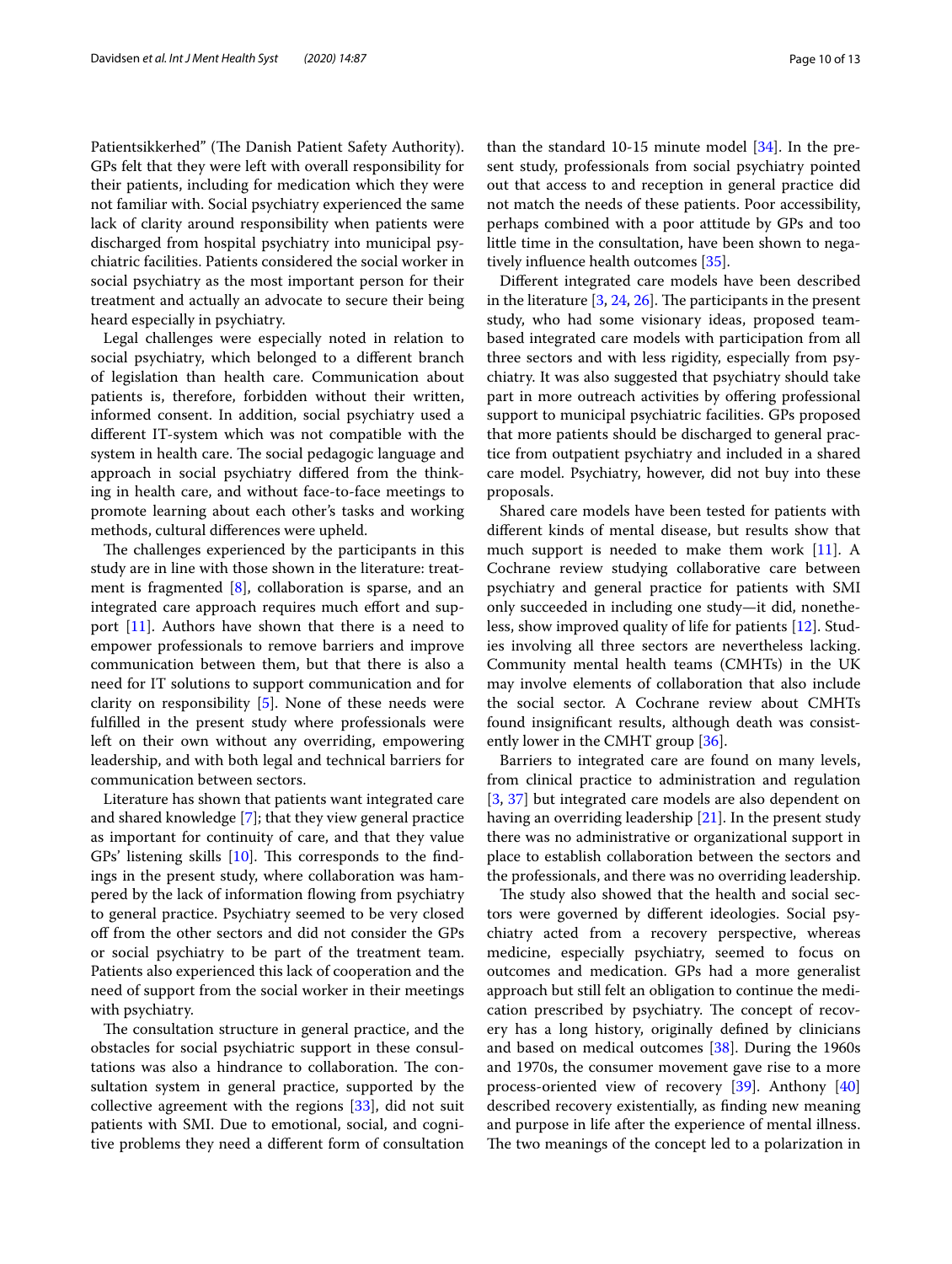Patientsikkerhed" (The Danish Patient Safety Authority). GPs felt that they were left with overall responsibility for their patients, including for medication which they were not familiar with. Social psychiatry experienced the same lack of clarity around responsibility when patients were discharged from hospital psychiatry into municipal psychiatric facilities. Patients considered the social worker in social psychiatry as the most important person for their treatment and actually an advocate to secure their being heard especially in psychiatry.

Legal challenges were especially noted in relation to social psychiatry, which belonged to a different branch of legislation than health care. Communication about patients is, therefore, forbidden without their written, informed consent. In addition, social psychiatry used a different IT-system which was not compatible with the system in health care. The social pedagogic language and approach in social psychiatry differed from the thinking in health care, and without face-to-face meetings to promote learning about each other's tasks and working methods, cultural differences were upheld.

The challenges experienced by the participants in this study are in line with those shown in the literature: treatment is fragmented [8], collaboration is sparse, and an integrated care approach requires much effort and support [11]. Authors have shown that there is a need to empower professionals to remove barriers and improve communication between them, but that there is also a need for IT solutions to support communication and for clarity on responsibility [5]. None of these needs were fulfilled in the present study where professionals were left on their own without any overriding, empowering leadership, and with both legal and technical barriers for communication between sectors.

Literature has shown that patients want integrated care and shared knowledge [7]; that they view general practice as important for continuity of care, and that they value GPs' listening skills [10]. This corresponds to the findings in the present study, where collaboration was hampered by the lack of information flowing from psychiatry to general practice. Psychiatry seemed to be very closed off from the other sectors and did not consider the GPs or social psychiatry to be part of the treatment team. Patients also experienced this lack of cooperation and the need of support from the social worker in their meetings with psychiatry.

The consultation structure in general practice, and the obstacles for social psychiatric support in these consultations was also a hindrance to collaboration. The consultation system in general practice, supported by the collective agreement with the regions [33], did not suit patients with SMI. Due to emotional, social, and cognitive problems they need a different form of consultation than the standard 10-15 minute model [34]. In the present study, professionals from social psychiatry pointed out that access to and reception in general practice did not match the needs of these patients. Poor accessibility, perhaps combined with a poor attitude by GPs and too little time in the consultation, have been shown to negatively influence health outcomes [35].

Different integrated care models have been described in the literature [3, 24, 26]. The participants in the present study, who had some visionary ideas, proposed team-based integrated care models with participation from all three sectors and with less rigidity, especially from psychiatry. It was also suggested that psychiatry should take part in more outreach activities by offering professional support to municipal psychiatric facilities. GPs proposed that more patients should be discharged to general practice from outpatient psychiatry and included in a shared care model. Psychiatry, however, did not buy into these proposals.

Shared care models have been tested for patients with different kinds of mental disease, but results show that much support is needed to make them work [11]. A Cochrane review studying collaborative care between psychiatry and general practice for patients with SMI only succeeded in including one study—it did, nonetheless, show improved quality of life for patients [12]. Studies involving all three sectors are nevertheless lacking. Community mental health teams (CMHTs) in the UK may involve elements of collaboration that also include the social sector. A Cochrane review about CMHTs found insignificant results, although death was consistently lower in the CMHT group [36].

Barriers to integrated care are found on many levels, from clinical practice to administration and regulation [3, 37] but integrated care models are also dependent on having an overriding leadership [21]. In the present study there was no administrative or organizational support in place to establish collaboration between the sectors and the professionals, and there was no overriding leadership.

The study also showed that the health and social sectors were governed by different ideologies. Social psychiatry acted from a recovery perspective, whereas medicine, especially psychiatry, seemed to focus on outcomes and medication. GPs had a more generalist approach but still felt an obligation to continue the medication prescribed by psychiatry. The concept of recovery has a long history, originally defined by clinicians and based on medical outcomes [38]. During the 1960s and 1970s, the consumer movement gave rise to a more process-oriented view of recovery [39]. Anthony [40] described recovery existentially, as finding new meaning and purpose in life after the experience of mental illness. The two meanings of the concept led to a polarization in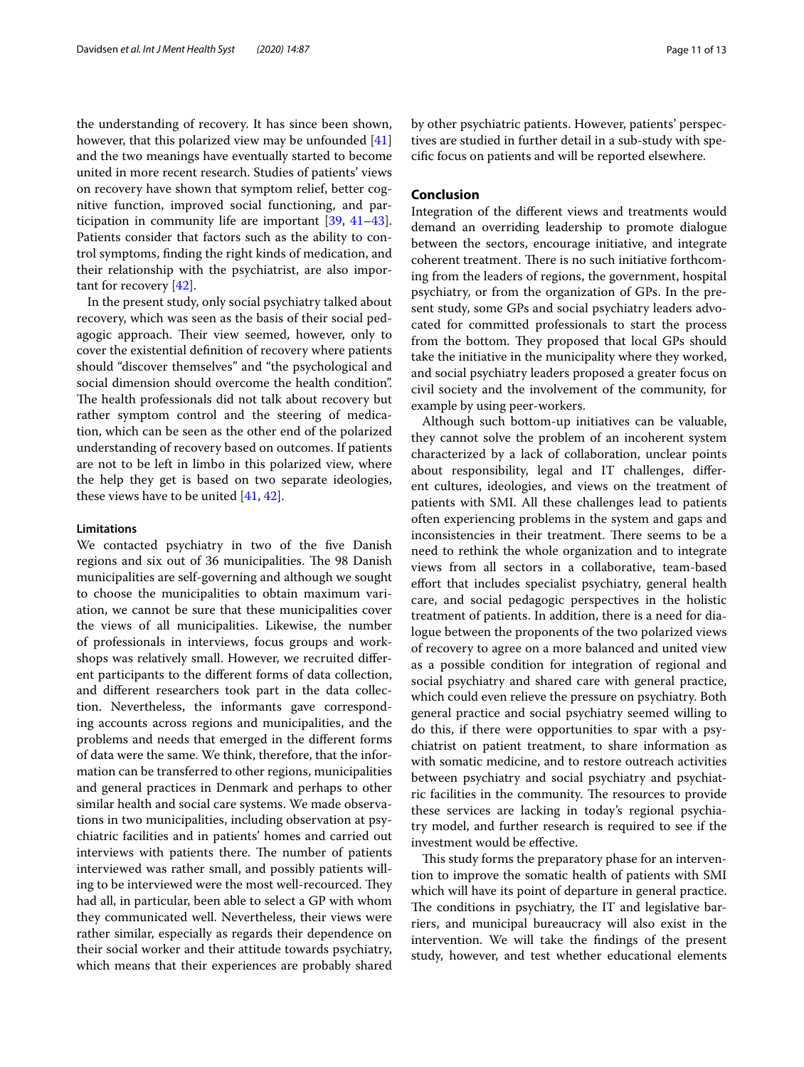the understanding of recovery. It has since been shown, however, that this polarized view may be unfounded [41] and the two meanings have eventually started to become united in more recent research. Studies of patients' views on recovery have shown that symptom relief, better cognitive function, improved social functioning, and participation in community life are important [39, 41–43]. Patients consider that factors such as the ability to control symptoms, finding the right kinds of medication, and their relationship with the psychiatrist, are also important for recovery [42].

In the present study, only social psychiatry talked about recovery, which was seen as the basis of their social pedagogic approach. Their view seemed, however, only to cover the existential definition of recovery where patients should "discover themselves" and "the psychological and social dimension should overcome the health condition". The health professionals did not talk about recovery but rather symptom control and the steering of medication, which can be seen as the other end of the polarized understanding of recovery based on outcomes. If patients are not to be left in limbo in this polarized view, where the help they get is based on two separate ideologies, these views have to be united [41, 42].

### Limitations

We contacted psychiatry in two of the five Danish regions and six out of 36 municipalities. The 98 Danish municipalities are self-governing and although we sought to choose the municipalities to obtain maximum variation, we cannot be sure that these municipalities cover the views of all municipalities. Likewise, the number of professionals in interviews, focus groups and workshops was relatively small. However, we recruited different participants to the different forms of data collection, and different researchers took part in the data collection. Nevertheless, the informants gave corresponding accounts across regions and municipalities, and the problems and needs that emerged in the different forms of data were the same. We think, therefore, that the information can be transferred to other regions, municipalities and general practices in Denmark and perhaps to other similar health and social care systems. We made observations in two municipalities, including observation at psychiatric facilities and in patients' homes and carried out interviews with patients there. The number of patients interviewed was rather small, and possibly patients willing to be interviewed were the most well-recourced. They had all, in particular, been able to select a GP with whom they communicated well. Nevertheless, their views were rather similar, especially as regards their dependence on their social worker and their attitude towards psychiatry, which means that their experiences are probably shared by other psychiatric patients. However, patients' perspectives are studied in further detail in a sub-study with specific focus on patients and will be reported elsewhere.

## Conclusion

Integration of the different views and treatments would demand an overriding leadership to promote dialogue between the sectors, encourage initiative, and integrate coherent treatment. There is no such initiative forthcoming from the leaders of regions, the government, hospital psychiatry, or from the organization of GPs. In the present study, some GPs and social psychiatry leaders advocated for committed professionals to start the process from the bottom. They proposed that local GPs should take the initiative in the municipality where they worked, and social psychiatry leaders proposed a greater focus on civil society and the involvement of the community, for example by using peer-workers.

Although such bottom-up initiatives can be valuable, they cannot solve the problem of an incoherent system characterized by a lack of collaboration, unclear points about responsibility, legal and IT challenges, different cultures, ideologies, and views on the treatment of patients with SMI. All these challenges lead to patients often experiencing problems in the system and gaps and inconsistencies in their treatment. There seems to be a need to rethink the whole organization and to integrate views from all sectors in a collaborative, team-based effort that includes specialist psychiatry, general health care, and social pedagogic perspectives in the holistic treatment of patients. In addition, there is a need for dialogue between the proponents of the two polarized views of recovery to agree on a more balanced and united view as a possible condition for integration of regional and social psychiatry and shared care with general practice, which could even relieve the pressure on psychiatry. Both general practice and social psychiatry seemed willing to do this, if there were opportunities to spar with a psychiatrist on patient treatment, to share information as with somatic medicine, and to restore outreach activities between psychiatry and social psychiatry and psychiatric facilities in the community. The resources to provide these services are lacking in today's regional psychiatry model, and further research is required to see if the investment would be effective.

This study forms the preparatory phase for an intervention to improve the somatic health of patients with SMI which will have its point of departure in general practice. The conditions in psychiatry, the IT and legislative barriers, and municipal bureaucracy will also exist in the intervention. We will take the findings of the present study, however, and test whether educational elements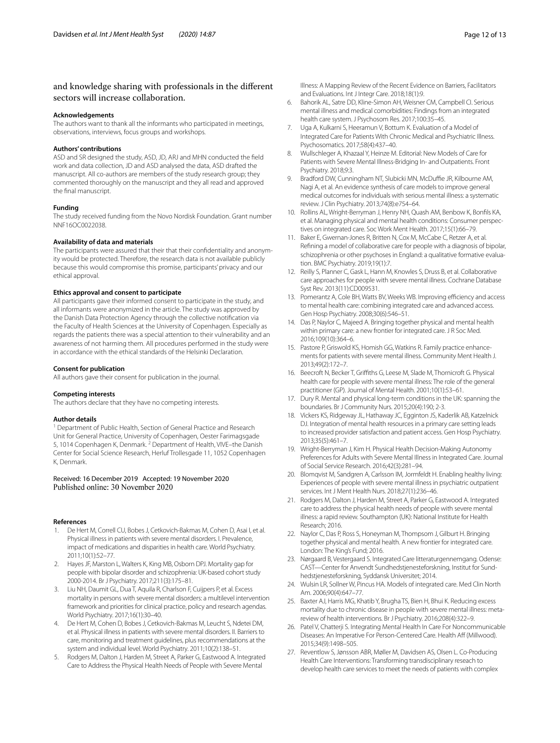and knowledge sharing with professionals in the different sectors will increase collaboration.

#### Acknowledgements
The authors want to thank all the informants who participated in meetings, observations, interviews, focus groups and workshops.

#### Authors' contributions
ASD and SR designed the study, ASD, JD, ARJ and MHN conducted the field work and data collection, JD and ASD analysed the data, ASD drafted the manuscript. All co-authors are members of the study research group; they commented thoroughly on the manuscript and they all read and approved the final manuscript.

#### Funding
The study received funding from the Novo Nordisk Foundation. Grant number NNF16OC0022038.

#### Availability of data and materials
The participants were assured that their that their confidentiality and anonymity would be protected. Therefore, the research data is not available publicly because this would compromise this promise, participants' privacy and our ethical approval.

#### Ethics approval and consent to participate
All participants gave their informed consent to participate in the study, and all informants were anonymized in the article. The study was approved by the Danish Data Protection Agency through the collective notification via the Faculty of Health Sciences at the University of Copenhagen. Especially as regards the patients there was a special attention to their vulnerability and an awareness of not harming them. All procedures performed in the study were in accordance with the ethical standards of the Helsinki Declaration.

#### Consent for publication
All authors gave their consent for publication in the journal.

#### Competing interests
The authors declare that they have no competing interests.

#### Author details
[1] Department of Public Health, Section of General Practice and Research Unit for General Practice, University of Copenhagen, Oester Farimagsgade 5, 1014 Copenhagen K, Denmark. [2] Department of Health, VIVE–the Danish Center for Social Science Research, Herluf Trollesgade 11, 1052 Copenhagen K, Denmark.

Received: 16 December 2019 Accepted: 19 November 2020
Published online: 30 November 2020

#### References
1. De Hert M, Correll CU, Bobes J, Cetkovich-Bakmas M, Cohen D, Asai I, et al. Physical illness in patients with severe mental disorders. I. Prevalence, impact of medications and disparities in health care. World Psychiatry. 2011;10(1):52–77.
2. Hayes JF, Marston L, Walters K, King MB, Osborn DPJ. Mortality gap for people with bipolar disorder and schizophrenia: UK-based cohort study 2000-2014. Br J Psychiatry. 2017;211(3):175–81.
3. Liu NH, Daumit GL, Dua T, Aquila R, Charlson F, Cuijpers P, et al. Excess mortality in persons with severe mental disorders: a multilevel intervention framework and priorities for clinical practice, policy and research agendas. World Psychiatry. 2017;16(1):30–40.
4. De Hert M, Cohen D, Bobes J, Cetkovich-Bakmas M, Leucht S, Ndetei DM, et al. Physical illness in patients with severe mental disorders. II. Barriers to care, monitoring and treatment guidelines, plus recommendations at the system and individual level. World Psychiatry. 2011;10(2):138–51.
5. Rodgers M, Dalton J, Harden M, Street A, Parker G, Eastwood A. Integrated Care to Address the Physical Health Needs of People with Severe Mental Illness: A Mapping Review of the Recent Evidence on Barriers, Facilitators and Evaluations. Int J Integr Care. 2018;18(1):9.
6. Bahorik AL, Satre DD, Kline-Simon AH, Weisner CM, Campbell CI. Serious mental illness and medical comorbidities: Findings from an integrated health care system. J Psychosom Res. 2017;100:35–45.
7. Uga A, Kulkarni S, Heeramun V, Bottum K. Evaluation of a Model of Integrated Care for Patients With Chronic Medical and Psychiatric Illness. Psychosomatics. 2017;58(4):437–40.
8. Wullschleger A, Khazaal Y, Heinze M. Editorial: New Models of Care for Patients with Severe Mental Illness-Bridging In- and Outpatients. Front Psychiatry. 2018;9:3.
9. Bradford DW, Cunningham NT, Slubicki MN, McDuffie JR, Kilbourne AM, Nagi A, et al. An evidence synthesis of care models to improve general medical outcomes for individuals with serious mental illness: a systematic review. J Clin Psychiatry. 2013;74(8):e754–64.
10. Rollins AL, Wright-Berryman J, Henry NH, Quash AM, Benbow K, Bonfils KA, et al. Managing physical and mental health conditions: Consumer perspectives on integrated care. Soc Work Ment Health. 2017;15(1):66–79.
11. Baker E, Gwernan-Jones R, Britten N, Cox M, McCabe C, Retzer A, et al. Refining a model of collaborative care for people with a diagnosis of bipolar, schizophrenia or other psychoses in England: a qualitative formative evaluation. BMC Psychiatry. 2019;19(1):7.
12. Reilly S, Planner C, Gask L, Hann M, Knowles S, Druss B, et al. Collaborative care approaches for people with severe mental illness. Cochrane Database Syst Rev. 2013(11):CD009531.
13. Pomerantz A, Cole BH, Watts BV, Weeks WB. Improving efficiency and access to mental health care: combining integrated care and advanced access. Gen Hosp Psychiatry. 2008;30(6):546–51.
14. Das P, Naylor C, Majeed A. Bringing together physical and mental health within primary care: a new frontier for integrated care. J R Soc Med. 2016;109(10):364–6.
15. Pastore P, Griswold KS, Homish GG, Watkins R. Family practice enhancements for patients with severe mental illness. Community Ment Health J. 2013;49(2):172–7.
16. Beecroft N, Becker T, Griffiths G, Leese M, Slade M, Thornicroft G. Physical health care for people with severe mental illness: The role of the general practitioner (GP). Journal of Mental Health. 2001;10(1):53–61.
17. Dury R. Mental and physical long-term conditions in the UK: spanning the boundaries. Br J Community Nurs. 2015;20(4):190; 2-3.
18. Vickers KS, Ridgeway JL, Hathaway JC, Egginton JS, Kaderlik AB, Katzelnick DJ. Integration of mental health resources in a primary care setting leads to increased provider satisfaction and patient access. Gen Hosp Psychiatry. 2013;35(5):461–7.
19. Wright-Berryman J, Kim H. Physical Health Decision-Making Autonomy Preferences for Adults with Severe Mental Illness in Integrated Care. Journal of Social Service Research. 2016;42(3):281–94.
20. Blomqvist M, Sandgren A, Carlsson IM, Jormfeldt H. Enabling healthy living: Experiences of people with severe mental illness in psychiatric outpatient services. Int J Ment Health Nurs. 2018;27(1):236–46.
21. Rodgers M, Dalton J, Harden M, Street A, Parker G, Eastwood A. Integrated care to address the physical health needs of people with severe mental illness: a rapid review. Southampton (UK): National Institute for Health Research; 2016.
22. Naylor C, Das P, Ross S, Honeyman M, Thompsom J, Gilburt H. Bringing together physical and mental health. A new frontier for integrated care. London: The King's Fund; 2016.
23. Nørgaard B, Vestergaard S. Integrated Care litteraturgennemgang. Odense: CAST—Center for Anvendt Sundhedstjenesteforskning, Institut for Sundhedstjenesteforskning, Syddansk Universitet; 2014.
24. Wulsin LR, Sollner W, Pincus HA. Models of integrated care. Med Clin North Am. 2006;90(4):647–77.
25. Baxter AJ, Harris MG, Khatib Y, Brugha TS, Bien H, Bhui K. Reducing excess mortality due to chronic disease in people with severe mental illness: meta-review of health interventions. Br J Psychiatry. 2016;208(4):322–9.
26. Patel V, Chatterji S. Integrating Mental Health In Care For Noncommunicable Diseases: An Imperative For Person-Centered Care. Health Aff (Millwood). 2015;34(9):1498–505.
27. Reventlow S, Jønsson ABR, Møller M, Davidsen AS, Olsen L. Co-Producing Health Care Interventions: Transforming transdisciplinary reseach to develop health care services to meet the needs of patients with complex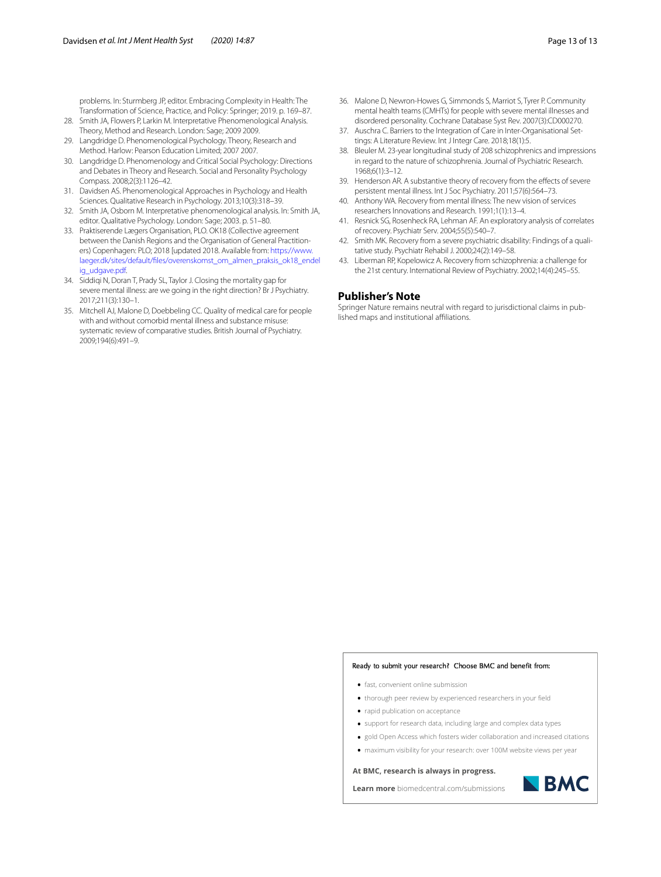problems. In: Sturmberg JP, editor. Embracing Complexity in Health: The Transformation of Science, Practice, and Policy: Springer; 2019. p. 169–87.

28. Smith JA, Flowers P, Larkin M. Interpretative Phenomenological Analysis. Theory, Method and Research. London: Sage; 2009 2009.
29. Langdridge D. Phenomenological Psychology. Theory, Research and Method. Harlow: Pearson Education Limited; 2007 2007.
30. Langdridge D. Phenomenology and Critical Social Psychology: Directions and Debates in Theory and Research. Social and Personality Psychology Compass. 2008;2(3):1126–42.
31. Davidsen AS. Phenomenological Approaches in Psychology and Health Sciences. Qualitative Research in Psychology. 2013;10(3):318–39.
32. Smith JA, Osborn M. Interpretative phenomenological analysis. In: Smith JA, editor. Qualitative Psychology. London: Sage; 2003. p. 51–80.
33. Praktiserende Lægers Organisation, PLO. OK18 (Collective agreement between the Danish Regions and the Organisation of General Practitioners) Copenhagen: PLO; 2018 [updated 2018. Available from: https://www.laeger.dk/sites/default/files/overenskomst_om_almen_praksis_ok18_endelig_udgave.pdf.
34. Siddiqi N, Doran T, Prady SL, Taylor J. Closing the mortality gap for severe mental illness: are we going in the right direction? Br J Psychiatry. 2017;211(3):130–1.
35. Mitchell AJ, Malone D, Doebbeling CC. Quality of medical care for people with and without comorbid mental illness and substance misuse: systematic review of comparative studies. British Journal of Psychiatry. 2009;194(6):491–9.
36. Malone D, Newron-Howes G, Simmonds S, Marriot S, Tyrer P. Community mental health teams (CMHTs) for people with severe mental illnesses and disordered personality. Cochrane Database Syst Rev. 2007(3):CD000270.
37. Auschra C. Barriers to the Integration of Care in Inter-Organisational Settings: A Literature Review. Int J Integr Care. 2018;18(1):5.
38. Bleuler M. 23-year longitudinal study of 208 schizophrenics and impressions in regard to the nature of schizophrenia. Journal of Psychiatric Research. 1968;6(1):3–12.
39. Henderson AR. A substantive theory of recovery from the effects of severe persistent mental illness. Int J Soc Psychiatry. 2011;57(6):564–73.
40. Anthony WA. Recovery from mental illness: The new vision of services researchers Innovations and Research. 1991;1(1):13–4.
41. Resnick SG, Rosenheck RA, Lehman AF. An exploratory analysis of correlates of recovery. Psychiatr Serv. 2004;55(5):540–7.
42. Smith MK. Recovery from a severe psychiatric disability: Findings of a qualitative study. Psychiatr Rehabil J. 2000;24(2):149–58.
43. Liberman RP, Kopelowicz A. Recovery from schizophrenia: a challenge for the 21st century. International Review of Psychiatry. 2002;14(4):245–55.

## Publisher's Note

Springer Nature remains neutral with regard to jurisdictional claims in published maps and institutional affiliations.

Ready to submit your research? Choose BMC and benefit from:

- fast, convenient online submission
- thorough peer review by experienced researchers in your field
- rapid publication on acceptance
- support for research data, including large and complex data types
- gold Open Access which fosters wider collaboration and increased citations
- maximum visibility for your research: over 100M website views per year

**At BMC, research is always in progress.**

**Learn more** biomedcentral.com/submissions

BMC